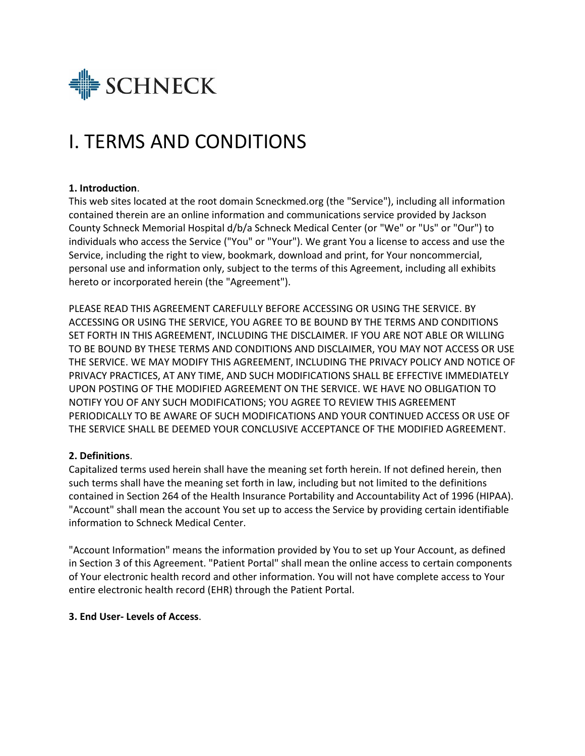SCHNECK

# I. TERMS AND CONDITIONS

**1. Introduction**.
This web sites located at the root domain Scneckmed.org (the "Service"), including all information contained therein are an online information and communications service provided by Jackson County Schneck Memorial Hospital d/b/a Schneck Medical Center (or "We" or "Us" or "Our") to individuals who access the Service ("You" or "Your"). We grant You a license to access and use the Service, including the right to view, bookmark, download and print, for Your noncommercial, personal use and information only, subject to the terms of this Agreement, including all exhibits hereto or incorporated herein (the "Agreement").

PLEASE READ THIS AGREEMENT CAREFULLY BEFORE ACCESSING OR USING THE SERVICE. BY ACCESSING OR USING THE SERVICE, YOU AGREE TO BE BOUND BY THE TERMS AND CONDITIONS SET FORTH IN THIS AGREEMENT, INCLUDING THE DISCLAIMER. IF YOU ARE NOT ABLE OR WILLING TO BE BOUND BY THESE TERMS AND CONDITIONS AND DISCLAIMER, YOU MAY NOT ACCESS OR USE THE SERVICE. WE MAY MODIFY THIS AGREEMENT, INCLUDING THE PRIVACY POLICY AND NOTICE OF PRIVACY PRACTICES, AT ANY TIME, AND SUCH MODIFICATIONS SHALL BE EFFECTIVE IMMEDIATELY UPON POSTING OF THE MODIFIED AGREEMENT ON THE SERVICE. WE HAVE NO OBLIGATION TO NOTIFY YOU OF ANY SUCH MODIFICATIONS; YOU AGREE TO REVIEW THIS AGREEMENT PERIODICALLY TO BE AWARE OF SUCH MODIFICATIONS AND YOUR CONTINUED ACCESS OR USE OF THE SERVICE SHALL BE DEEMED YOUR CONCLUSIVE ACCEPTANCE OF THE MODIFIED AGREEMENT.

**2. Definitions**.
Capitalized terms used herein shall have the meaning set forth herein. If not defined herein, then such terms shall have the meaning set forth in law, including but not limited to the definitions contained in Section 264 of the Health Insurance Portability and Accountability Act of 1996 (HIPAA). "Account" shall mean the account You set up to access the Service by providing certain identifiable information to Schneck Medical Center.

"Account Information" means the information provided by You to set up Your Account, as defined in Section 3 of this Agreement. "Patient Portal" shall mean the online access to certain components of Your electronic health record and other information. You will not have complete access to Your entire electronic health record (EHR) through the Patient Portal.

**3. End User- Levels of Access**.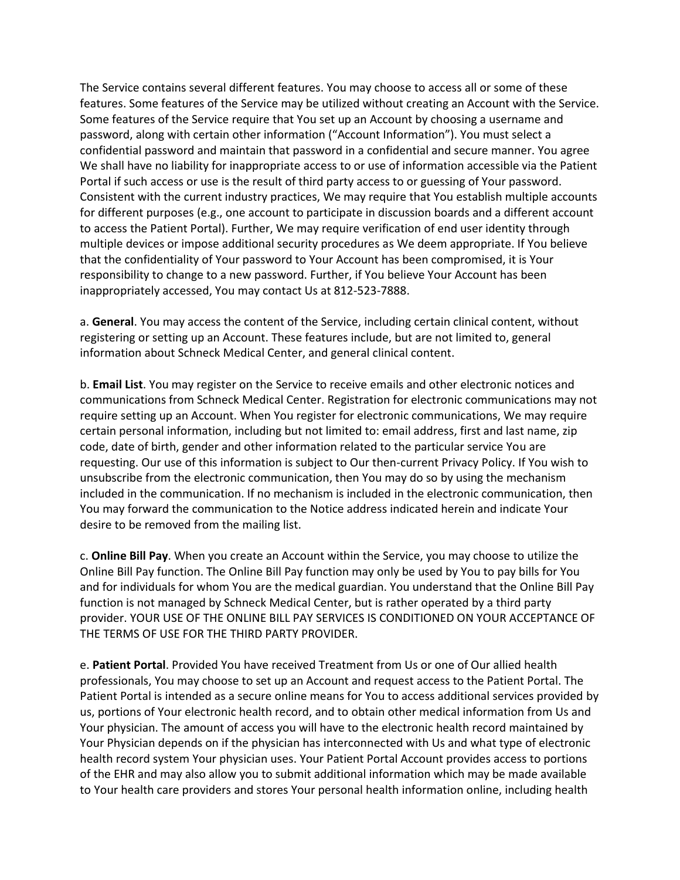The Service contains several different features. You may choose to access all or some of these features. Some features of the Service may be utilized without creating an Account with the Service. Some features of the Service require that You set up an Account by choosing a username and password, along with certain other information ("Account Information"). You must select a confidential password and maintain that password in a confidential and secure manner. You agree We shall have no liability for inappropriate access to or use of information accessible via the Patient Portal if such access or use is the result of third party access to or guessing of Your password. Consistent with the current industry practices, We may require that You establish multiple accounts for different purposes (e.g., one account to participate in discussion boards and a different account to access the Patient Portal). Further, We may require verification of end user identity through multiple devices or impose additional security procedures as We deem appropriate. If You believe that the confidentiality of Your password to Your Account has been compromised, it is Your responsibility to change to a new password. Further, if You believe Your Account has been inappropriately accessed, You may contact Us at 812-523-7888.

a. **General**. You may access the content of the Service, including certain clinical content, without registering or setting up an Account. These features include, but are not limited to, general information about Schneck Medical Center, and general clinical content.

b. **Email List**. You may register on the Service to receive emails and other electronic notices and communications from Schneck Medical Center. Registration for electronic communications may not require setting up an Account. When You register for electronic communications, We may require certain personal information, including but not limited to: email address, first and last name, zip code, date of birth, gender and other information related to the particular service You are requesting. Our use of this information is subject to Our then-current Privacy Policy. If You wish to unsubscribe from the electronic communication, then You may do so by using the mechanism included in the communication. If no mechanism is included in the electronic communication, then You may forward the communication to the Notice address indicated herein and indicate Your desire to be removed from the mailing list.

c. **Online Bill Pay**. When you create an Account within the Service, you may choose to utilize the Online Bill Pay function. The Online Bill Pay function may only be used by You to pay bills for You and for individuals for whom You are the medical guardian. You understand that the Online Bill Pay function is not managed by Schneck Medical Center, but is rather operated by a third party provider. YOUR USE OF THE ONLINE BILL PAY SERVICES IS CONDITIONED ON YOUR ACCEPTANCE OF THE TERMS OF USE FOR THE THIRD PARTY PROVIDER.

e. **Patient Portal**. Provided You have received Treatment from Us or one of Our allied health professionals, You may choose to set up an Account and request access to the Patient Portal. The Patient Portal is intended as a secure online means for You to access additional services provided by us, portions of Your electronic health record, and to obtain other medical information from Us and Your physician. The amount of access you will have to the electronic health record maintained by Your Physician depends on if the physician has interconnected with Us and what type of electronic health record system Your physician uses. Your Patient Portal Account provides access to portions of the EHR and may also allow you to submit additional information which may be made available to Your health care providers and stores Your personal health information online, including health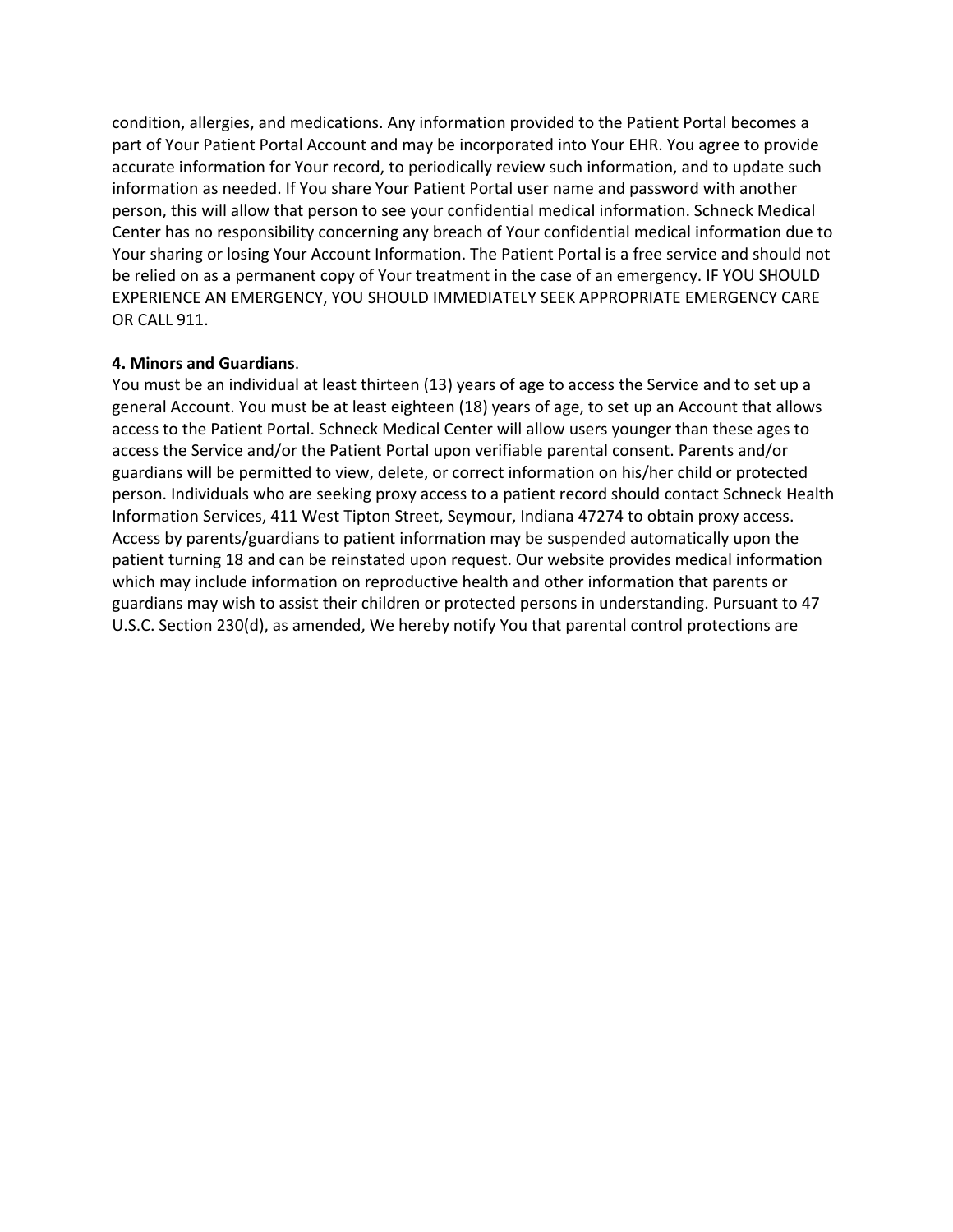condition, allergies, and medications. Any information provided to the Patient Portal becomes a part of Your Patient Portal Account and may be incorporated into Your EHR. You agree to provide accurate information for Your record, to periodically review such information, and to update such information as needed. If You share Your Patient Portal user name and password with another person, this will allow that person to see your confidential medical information. Schneck Medical Center has no responsibility concerning any breach of Your confidential medical information due to Your sharing or losing Your Account Information. The Patient Portal is a free service and should not be relied on as a permanent copy of Your treatment in the case of an emergency. IF YOU SHOULD EXPERIENCE AN EMERGENCY, YOU SHOULD IMMEDIATELY SEEK APPROPRIATE EMERGENCY CARE OR CALL 911.

**4. Minors and Guardians**.

You must be an individual at least thirteen (13) years of age to access the Service and to set up a general Account. You must be at least eighteen (18) years of age, to set up an Account that allows access to the Patient Portal. Schneck Medical Center will allow users younger than these ages to access the Service and/or the Patient Portal upon verifiable parental consent. Parents and/or guardians will be permitted to view, delete, or correct information on his/her child or protected person. Individuals who are seeking proxy access to a patient record should contact Schneck Health Information Services, 411 West Tipton Street, Seymour, Indiana 47274 to obtain proxy access. Access by parents/guardians to patient information may be suspended automatically upon the patient turning 18 and can be reinstated upon request. Our website provides medical information which may include information on reproductive health and other information that parents or guardians may wish to assist their children or protected persons in understanding. Pursuant to 47 U.S.C. Section 230(d), as amended, We hereby notify You that parental control protections are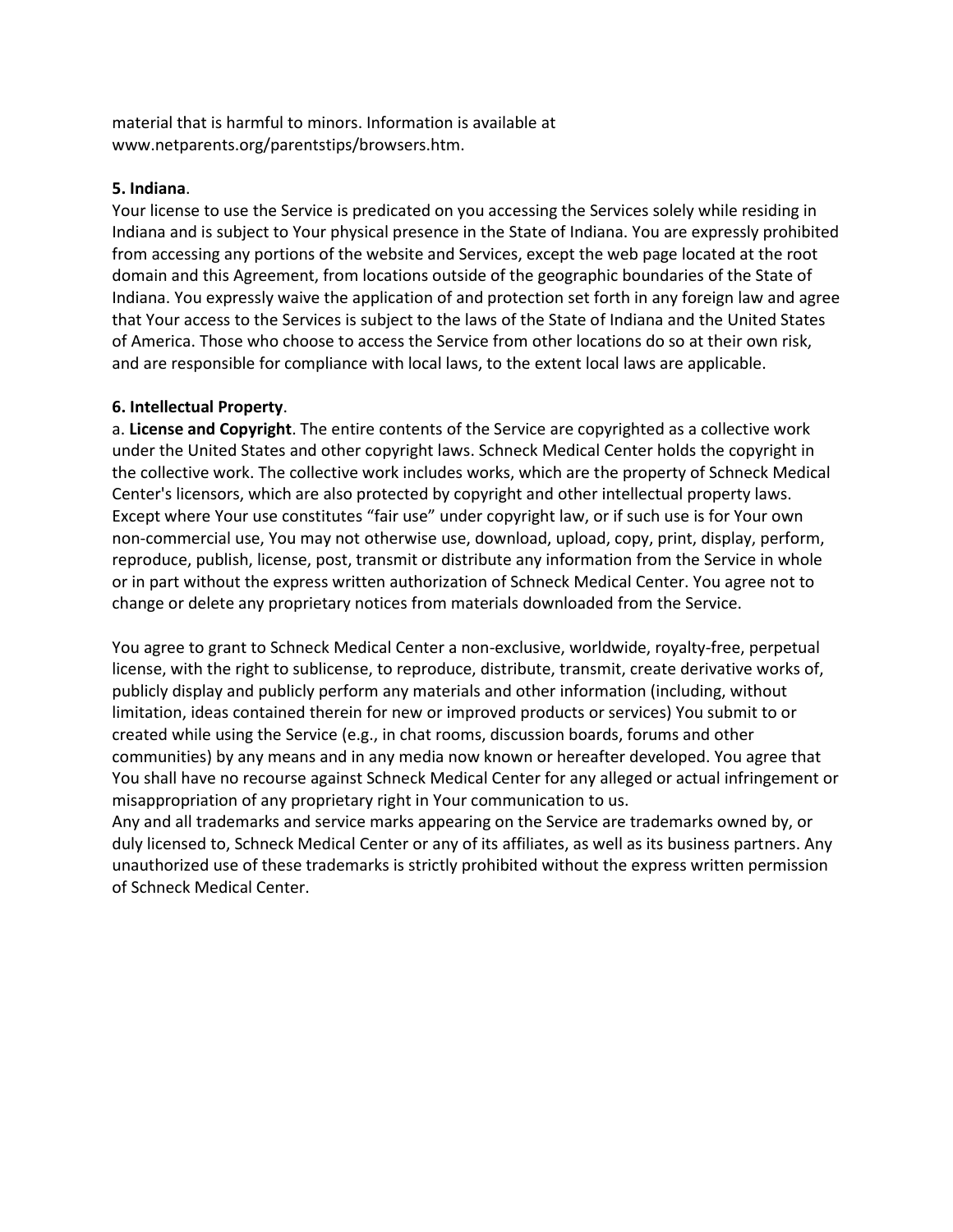material that is harmful to minors. Information is available at www.netparents.org/parentstips/browsers.htm.

**5. Indiana**.

Your license to use the Service is predicated on you accessing the Services solely while residing in Indiana and is subject to Your physical presence in the State of Indiana. You are expressly prohibited from accessing any portions of the website and Services, except the web page located at the root domain and this Agreement, from locations outside of the geographic boundaries of the State of Indiana. You expressly waive the application of and protection set forth in any foreign law and agree that Your access to the Services is subject to the laws of the State of Indiana and the United States of America. Those who choose to access the Service from other locations do so at their own risk, and are responsible for compliance with local laws, to the extent local laws are applicable.

**6. Intellectual Property**.

a. **License and Copyright**. The entire contents of the Service are copyrighted as a collective work under the United States and other copyright laws. Schneck Medical Center holds the copyright in the collective work. The collective work includes works, which are the property of Schneck Medical Center's licensors, which are also protected by copyright and other intellectual property laws. Except where Your use constitutes "fair use" under copyright law, or if such use is for Your own non-commercial use, You may not otherwise use, download, upload, copy, print, display, perform, reproduce, publish, license, post, transmit or distribute any information from the Service in whole or in part without the express written authorization of Schneck Medical Center. You agree not to change or delete any proprietary notices from materials downloaded from the Service.

You agree to grant to Schneck Medical Center a non-exclusive, worldwide, royalty-free, perpetual license, with the right to sublicense, to reproduce, distribute, transmit, create derivative works of, publicly display and publicly perform any materials and other information (including, without limitation, ideas contained therein for new or improved products or services) You submit to or created while using the Service (e.g., in chat rooms, discussion boards, forums and other communities) by any means and in any media now known or hereafter developed. You agree that You shall have no recourse against Schneck Medical Center for any alleged or actual infringement or misappropriation of any proprietary right in Your communication to us.

Any and all trademarks and service marks appearing on the Service are trademarks owned by, or duly licensed to, Schneck Medical Center or any of its affiliates, as well as its business partners. Any unauthorized use of these trademarks is strictly prohibited without the express written permission of Schneck Medical Center.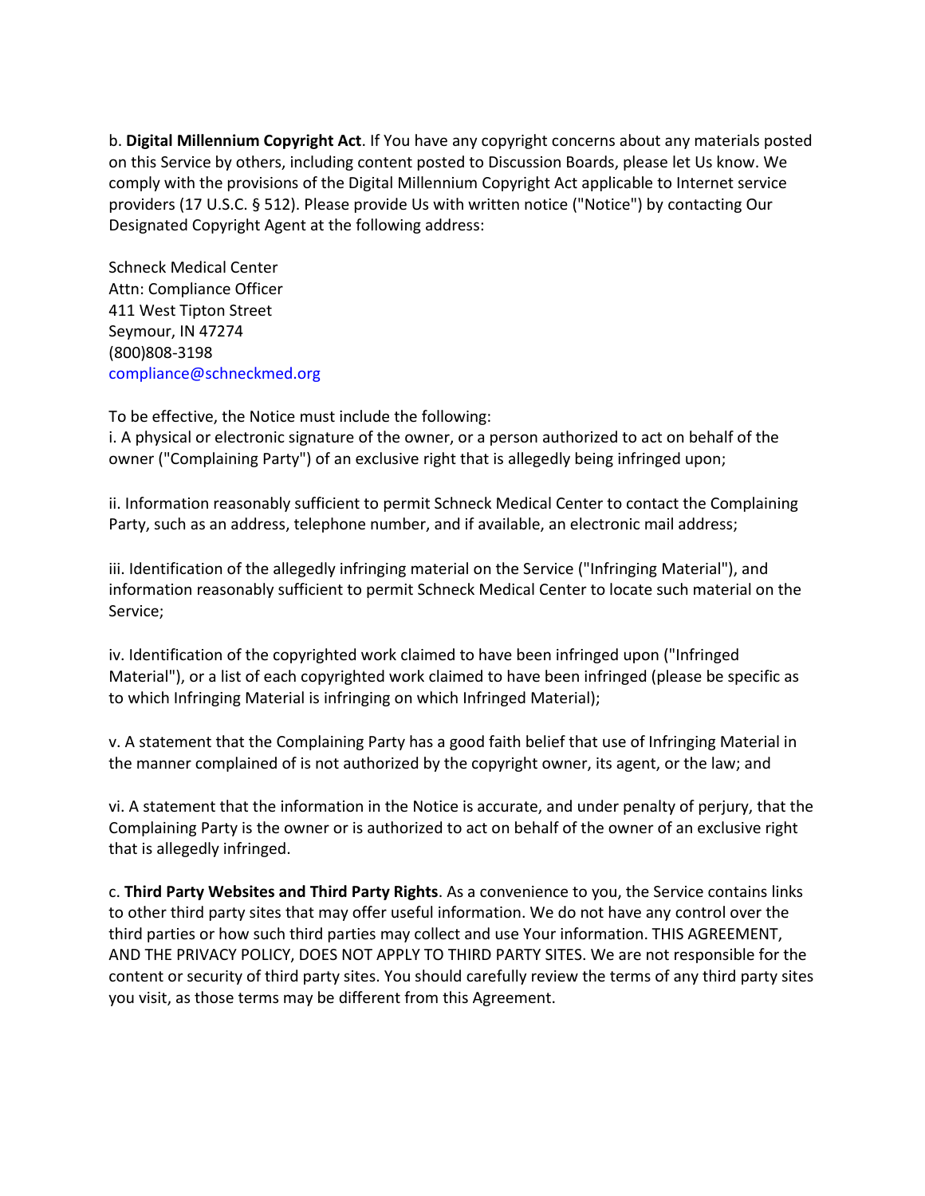b. **Digital Millennium Copyright Act**. If You have any copyright concerns about any materials posted on this Service by others, including content posted to Discussion Boards, please let Us know. We comply with the provisions of the Digital Millennium Copyright Act applicable to Internet service providers (17 U.S.C. § 512). Please provide Us with written notice ("Notice") by contacting Our Designated Copyright Agent at the following address:

Schneck Medical Center
Attn: Compliance Officer
411 West Tipton Street
Seymour, IN 47274
(800)808-3198
compliance@schneckmed.org

To be effective, the Notice must include the following:
i. A physical or electronic signature of the owner, or a person authorized to act on behalf of the owner ("Complaining Party") of an exclusive right that is allegedly being infringed upon;

ii. Information reasonably sufficient to permit Schneck Medical Center to contact the Complaining Party, such as an address, telephone number, and if available, an electronic mail address;

iii. Identification of the allegedly infringing material on the Service ("Infringing Material"), and information reasonably sufficient to permit Schneck Medical Center to locate such material on the Service;

iv. Identification of the copyrighted work claimed to have been infringed upon ("Infringed Material"), or a list of each copyrighted work claimed to have been infringed (please be specific as to which Infringing Material is infringing on which Infringed Material);

v. A statement that the Complaining Party has a good faith belief that use of Infringing Material in the manner complained of is not authorized by the copyright owner, its agent, or the law; and

vi. A statement that the information in the Notice is accurate, and under penalty of perjury, that the Complaining Party is the owner or is authorized to act on behalf of the owner of an exclusive right that is allegedly infringed.

c. **Third Party Websites and Third Party Rights**. As a convenience to you, the Service contains links to other third party sites that may offer useful information. We do not have any control over the third parties or how such third parties may collect and use Your information. THIS AGREEMENT, AND THE PRIVACY POLICY, DOES NOT APPLY TO THIRD PARTY SITES. We are not responsible for the content or security of third party sites. You should carefully review the terms of any third party sites you visit, as those terms may be different from this Agreement.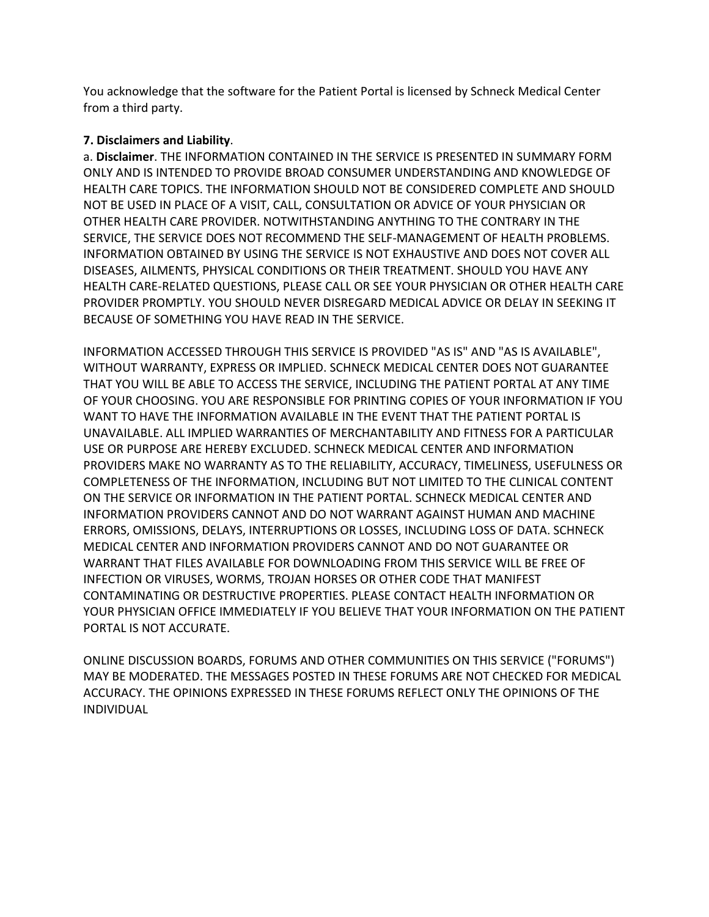You acknowledge that the software for the Patient Portal is licensed by Schneck Medical Center from a third party.

**7. Disclaimers and Liability**.

a. **Disclaimer**. THE INFORMATION CONTAINED IN THE SERVICE IS PRESENTED IN SUMMARY FORM ONLY AND IS INTENDED TO PROVIDE BROAD CONSUMER UNDERSTANDING AND KNOWLEDGE OF HEALTH CARE TOPICS. THE INFORMATION SHOULD NOT BE CONSIDERED COMPLETE AND SHOULD NOT BE USED IN PLACE OF A VISIT, CALL, CONSULTATION OR ADVICE OF YOUR PHYSICIAN OR OTHER HEALTH CARE PROVIDER. NOTWITHSTANDING ANYTHING TO THE CONTRARY IN THE SERVICE, THE SERVICE DOES NOT RECOMMEND THE SELF-MANAGEMENT OF HEALTH PROBLEMS. INFORMATION OBTAINED BY USING THE SERVICE IS NOT EXHAUSTIVE AND DOES NOT COVER ALL DISEASES, AILMENTS, PHYSICAL CONDITIONS OR THEIR TREATMENT. SHOULD YOU HAVE ANY HEALTH CARE-RELATED QUESTIONS, PLEASE CALL OR SEE YOUR PHYSICIAN OR OTHER HEALTH CARE PROVIDER PROMPTLY. YOU SHOULD NEVER DISREGARD MEDICAL ADVICE OR DELAY IN SEEKING IT BECAUSE OF SOMETHING YOU HAVE READ IN THE SERVICE.

INFORMATION ACCESSED THROUGH THIS SERVICE IS PROVIDED "AS IS" AND "AS IS AVAILABLE", WITHOUT WARRANTY, EXPRESS OR IMPLIED. SCHNECK MEDICAL CENTER DOES NOT GUARANTEE THAT YOU WILL BE ABLE TO ACCESS THE SERVICE, INCLUDING THE PATIENT PORTAL AT ANY TIME OF YOUR CHOOSING. YOU ARE RESPONSIBLE FOR PRINTING COPIES OF YOUR INFORMATION IF YOU WANT TO HAVE THE INFORMATION AVAILABLE IN THE EVENT THAT THE PATIENT PORTAL IS UNAVAILABLE. ALL IMPLIED WARRANTIES OF MERCHANTABILITY AND FITNESS FOR A PARTICULAR USE OR PURPOSE ARE HEREBY EXCLUDED. SCHNECK MEDICAL CENTER AND INFORMATION PROVIDERS MAKE NO WARRANTY AS TO THE RELIABILITY, ACCURACY, TIMELINESS, USEFULNESS OR COMPLETENESS OF THE INFORMATION, INCLUDING BUT NOT LIMITED TO THE CLINICAL CONTENT ON THE SERVICE OR INFORMATION IN THE PATIENT PORTAL. SCHNECK MEDICAL CENTER AND INFORMATION PROVIDERS CANNOT AND DO NOT WARRANT AGAINST HUMAN AND MACHINE ERRORS, OMISSIONS, DELAYS, INTERRUPTIONS OR LOSSES, INCLUDING LOSS OF DATA. SCHNECK MEDICAL CENTER AND INFORMATION PROVIDERS CANNOT AND DO NOT GUARANTEE OR WARRANT THAT FILES AVAILABLE FOR DOWNLOADING FROM THIS SERVICE WILL BE FREE OF INFECTION OR VIRUSES, WORMS, TROJAN HORSES OR OTHER CODE THAT MANIFEST CONTAMINATING OR DESTRUCTIVE PROPERTIES. PLEASE CONTACT HEALTH INFORMATION OR YOUR PHYSICIAN OFFICE IMMEDIATELY IF YOU BELIEVE THAT YOUR INFORMATION ON THE PATIENT PORTAL IS NOT ACCURATE.

ONLINE DISCUSSION BOARDS, FORUMS AND OTHER COMMUNITIES ON THIS SERVICE ("FORUMS") MAY BE MODERATED. THE MESSAGES POSTED IN THESE FORUMS ARE NOT CHECKED FOR MEDICAL ACCURACY. THE OPINIONS EXPRESSED IN THESE FORUMS REFLECT ONLY THE OPINIONS OF THE INDIVIDUAL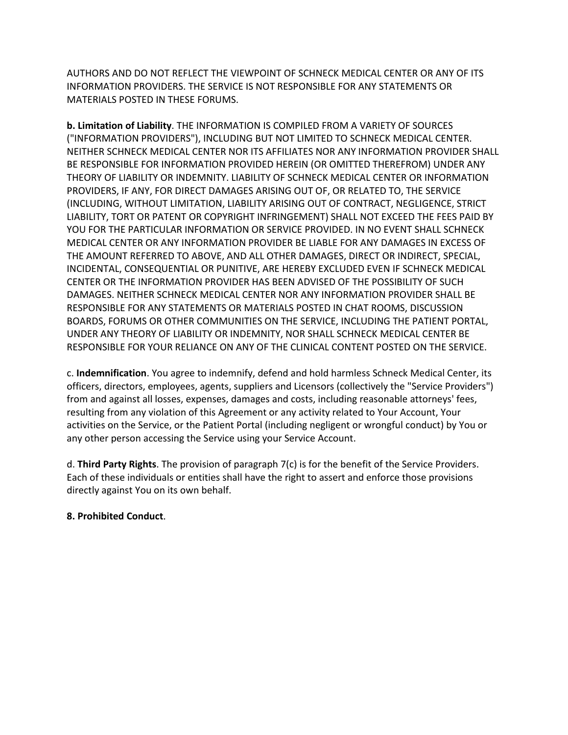AUTHORS AND DO NOT REFLECT THE VIEWPOINT OF SCHNECK MEDICAL CENTER OR ANY OF ITS INFORMATION PROVIDERS. THE SERVICE IS NOT RESPONSIBLE FOR ANY STATEMENTS OR MATERIALS POSTED IN THESE FORUMS.

**b. Limitation of Liability**. THE INFORMATION IS COMPILED FROM A VARIETY OF SOURCES ("INFORMATION PROVIDERS"), INCLUDING BUT NOT LIMITED TO SCHNECK MEDICAL CENTER. NEITHER SCHNECK MEDICAL CENTER NOR ITS AFFILIATES NOR ANY INFORMATION PROVIDER SHALL BE RESPONSIBLE FOR INFORMATION PROVIDED HEREIN (OR OMITTED THEREFROM) UNDER ANY THEORY OF LIABILITY OR INDEMNITY. LIABILITY OF SCHNECK MEDICAL CENTER OR INFORMATION PROVIDERS, IF ANY, FOR DIRECT DAMAGES ARISING OUT OF, OR RELATED TO, THE SERVICE (INCLUDING, WITHOUT LIMITATION, LIABILITY ARISING OUT OF CONTRACT, NEGLIGENCE, STRICT LIABILITY, TORT OR PATENT OR COPYRIGHT INFRINGEMENT) SHALL NOT EXCEED THE FEES PAID BY YOU FOR THE PARTICULAR INFORMATION OR SERVICE PROVIDED. IN NO EVENT SHALL SCHNECK MEDICAL CENTER OR ANY INFORMATION PROVIDER BE LIABLE FOR ANY DAMAGES IN EXCESS OF THE AMOUNT REFERRED TO ABOVE, AND ALL OTHER DAMAGES, DIRECT OR INDIRECT, SPECIAL, INCIDENTAL, CONSEQUENTIAL OR PUNITIVE, ARE HEREBY EXCLUDED EVEN IF SCHNECK MEDICAL CENTER OR THE INFORMATION PROVIDER HAS BEEN ADVISED OF THE POSSIBILITY OF SUCH DAMAGES. NEITHER SCHNECK MEDICAL CENTER NOR ANY INFORMATION PROVIDER SHALL BE RESPONSIBLE FOR ANY STATEMENTS OR MATERIALS POSTED IN CHAT ROOMS, DISCUSSION BOARDS, FORUMS OR OTHER COMMUNITIES ON THE SERVICE, INCLUDING THE PATIENT PORTAL, UNDER ANY THEORY OF LIABILITY OR INDEMNITY, NOR SHALL SCHNECK MEDICAL CENTER BE RESPONSIBLE FOR YOUR RELIANCE ON ANY OF THE CLINICAL CONTENT POSTED ON THE SERVICE.

c. **Indemnification**. You agree to indemnify, defend and hold harmless Schneck Medical Center, its officers, directors, employees, agents, suppliers and Licensors (collectively the "Service Providers") from and against all losses, expenses, damages and costs, including reasonable attorneys' fees, resulting from any violation of this Agreement or any activity related to Your Account, Your activities on the Service, or the Patient Portal (including negligent or wrongful conduct) by You or any other person accessing the Service using your Service Account.

d. **Third Party Rights**. The provision of paragraph 7(c) is for the benefit of the Service Providers. Each of these individuals or entities shall have the right to assert and enforce those provisions directly against You on its own behalf.

**8. Prohibited Conduct**.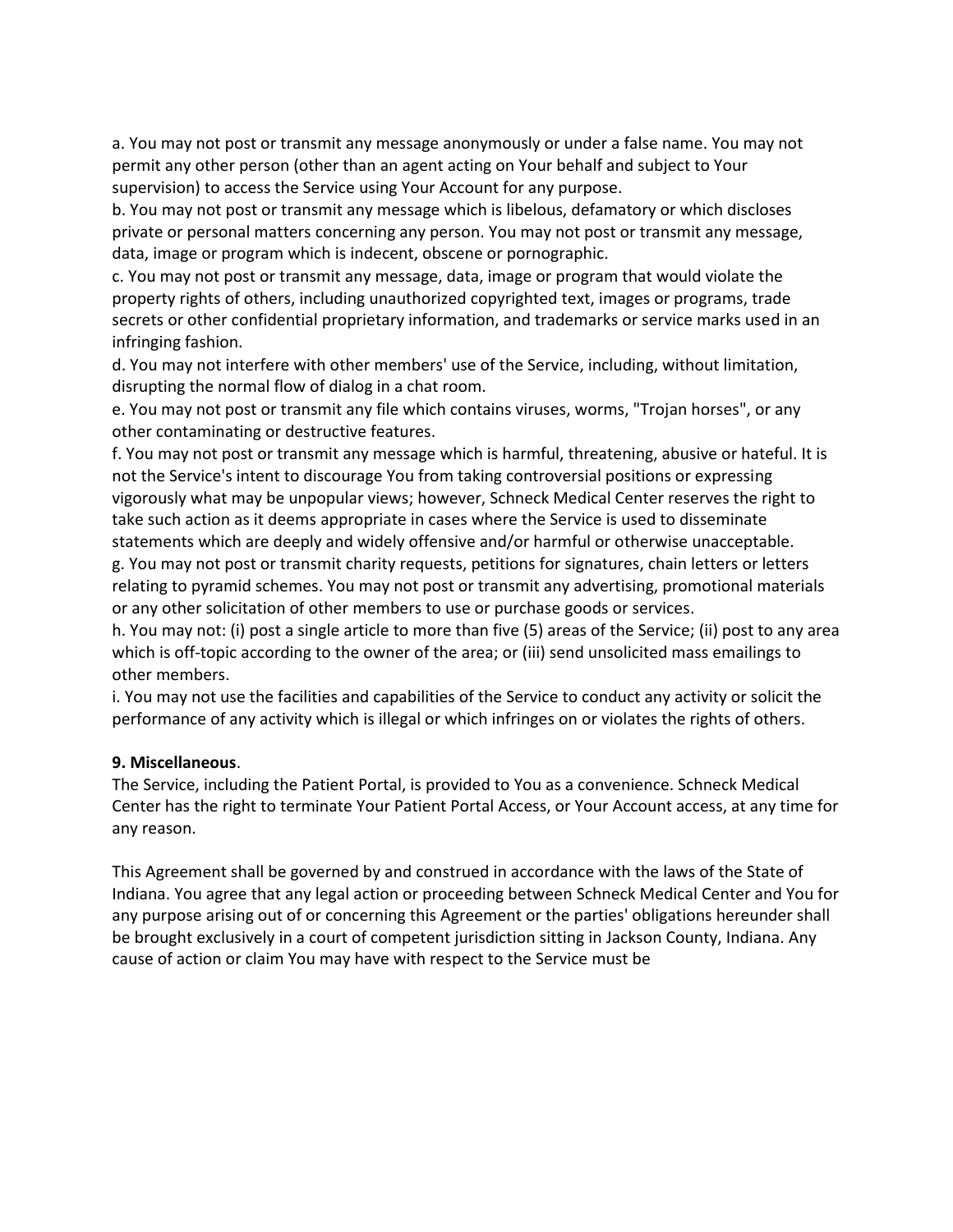a. You may not post or transmit any message anonymously or under a false name. You may not permit any other person (other than an agent acting on Your behalf and subject to Your supervision) to access the Service using Your Account for any purpose.

b. You may not post or transmit any message which is libelous, defamatory or which discloses private or personal matters concerning any person. You may not post or transmit any message, data, image or program which is indecent, obscene or pornographic.

c. You may not post or transmit any message, data, image or program that would violate the property rights of others, including unauthorized copyrighted text, images or programs, trade secrets or other confidential proprietary information, and trademarks or service marks used in an infringing fashion.

d. You may not interfere with other members' use of the Service, including, without limitation, disrupting the normal flow of dialog in a chat room.

e. You may not post or transmit any file which contains viruses, worms, "Trojan horses", or any other contaminating or destructive features.

f. You may not post or transmit any message which is harmful, threatening, abusive or hateful. It is not the Service's intent to discourage You from taking controversial positions or expressing vigorously what may be unpopular views; however, Schneck Medical Center reserves the right to take such action as it deems appropriate in cases where the Service is used to disseminate statements which are deeply and widely offensive and/or harmful or otherwise unacceptable.

g. You may not post or transmit charity requests, petitions for signatures, chain letters or letters relating to pyramid schemes. You may not post or transmit any advertising, promotional materials or any other solicitation of other members to use or purchase goods or services.

h. You may not: (i) post a single article to more than five (5) areas of the Service; (ii) post to any area which is off-topic according to the owner of the area; or (iii) send unsolicited mass emailings to other members.

i. You may not use the facilities and capabilities of the Service to conduct any activity or solicit the performance of any activity which is illegal or which infringes on or violates the rights of others.

**9. Miscellaneous**.

The Service, including the Patient Portal, is provided to You as a convenience. Schneck Medical Center has the right to terminate Your Patient Portal Access, or Your Account access, at any time for any reason.

This Agreement shall be governed by and construed in accordance with the laws of the State of Indiana. You agree that any legal action or proceeding between Schneck Medical Center and You for any purpose arising out of or concerning this Agreement or the parties' obligations hereunder shall be brought exclusively in a court of competent jurisdiction sitting in Jackson County, Indiana. Any cause of action or claim You may have with respect to the Service must be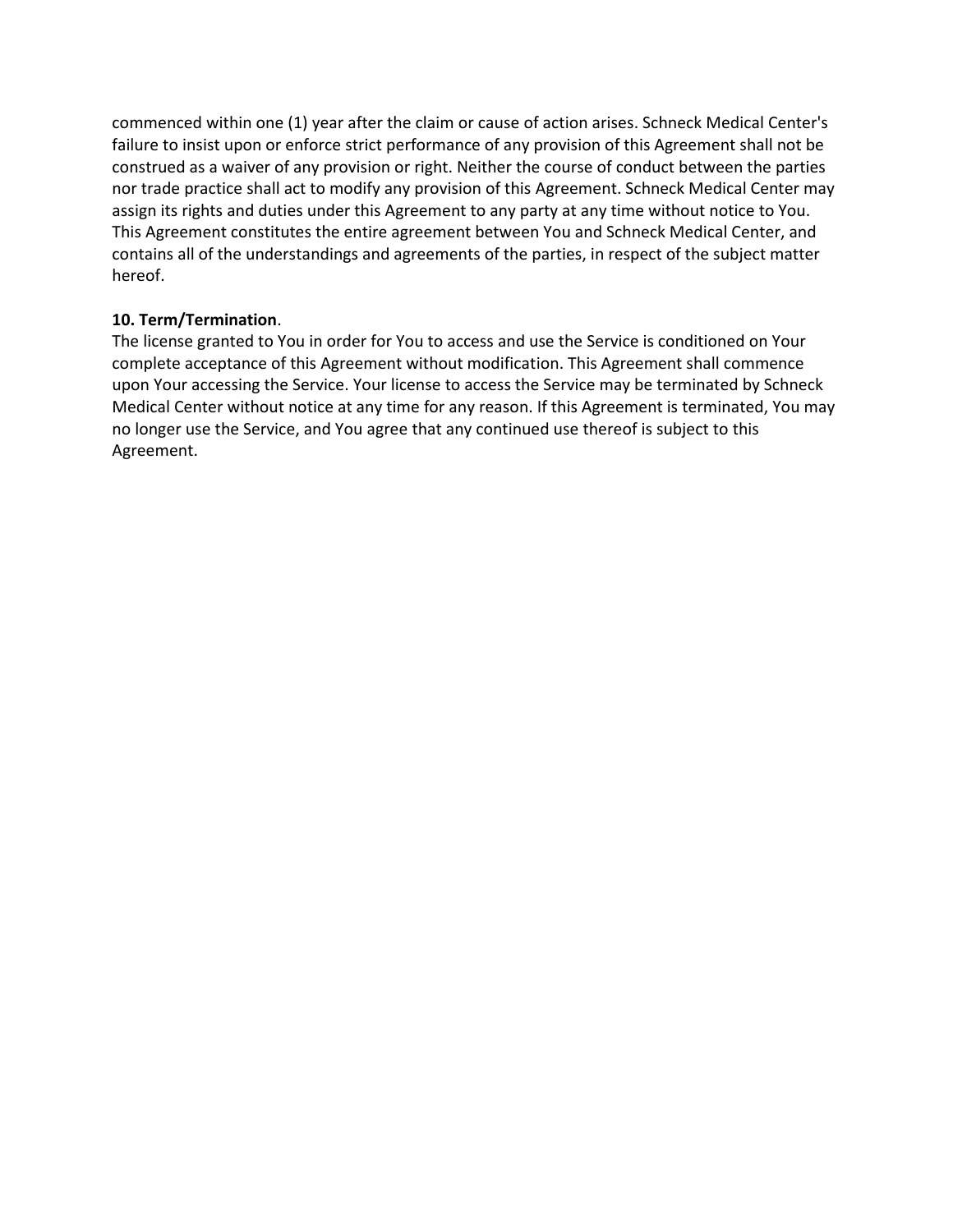commenced within one (1) year after the claim or cause of action arises. Schneck Medical Center's failure to insist upon or enforce strict performance of any provision of this Agreement shall not be construed as a waiver of any provision or right. Neither the course of conduct between the parties nor trade practice shall act to modify any provision of this Agreement. Schneck Medical Center may assign its rights and duties under this Agreement to any party at any time without notice to You. This Agreement constitutes the entire agreement between You and Schneck Medical Center, and contains all of the understandings and agreements of the parties, in respect of the subject matter hereof.

**10. Term/Termination**.

The license granted to You in order for You to access and use the Service is conditioned on Your complete acceptance of this Agreement without modification. This Agreement shall commence upon Your accessing the Service. Your license to access the Service may be terminated by Schneck Medical Center without notice at any time for any reason. If this Agreement is terminated, You may no longer use the Service, and You agree that any continued use thereof is subject to this Agreement.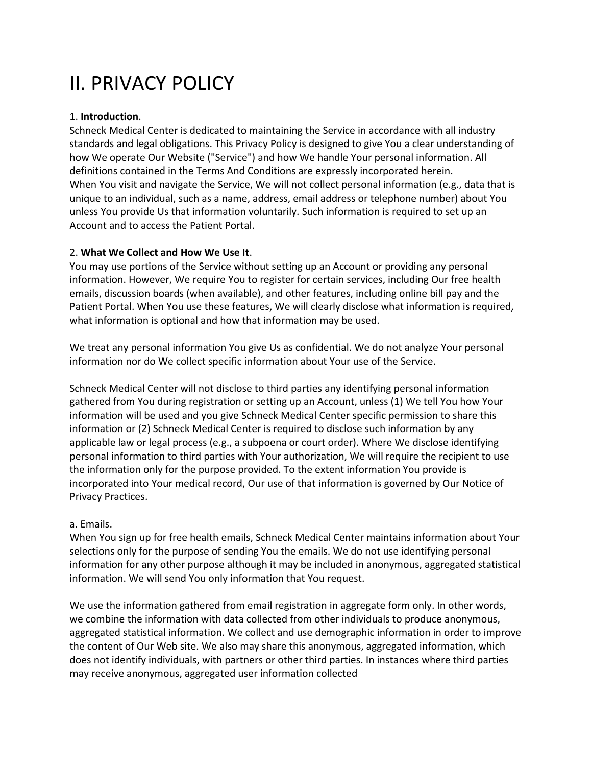# II. PRIVACY POLICY

1. **Introduction**.
Schneck Medical Center is dedicated to maintaining the Service in accordance with all industry standards and legal obligations. This Privacy Policy is designed to give You a clear understanding of how We operate Our Website ("Service") and how We handle Your personal information. All definitions contained in the Terms And Conditions are expressly incorporated herein.
When You visit and navigate the Service, We will not collect personal information (e.g., data that is unique to an individual, such as a name, address, email address or telephone number) about You unless You provide Us that information voluntarily. Such information is required to set up an Account and to access the Patient Portal.

2. **What We Collect and How We Use It**.
You may use portions of the Service without setting up an Account or providing any personal information. However, We require You to register for certain services, including Our free health emails, discussion boards (when available), and other features, including online bill pay and the Patient Portal. When You use these features, We will clearly disclose what information is required, what information is optional and how that information may be used.

We treat any personal information You give Us as confidential. We do not analyze Your personal information nor do We collect specific information about Your use of the Service.

Schneck Medical Center will not disclose to third parties any identifying personal information gathered from You during registration or setting up an Account, unless (1) We tell You how Your information will be used and you give Schneck Medical Center specific permission to share this information or (2) Schneck Medical Center is required to disclose such information by any applicable law or legal process (e.g., a subpoena or court order). Where We disclose identifying personal information to third parties with Your authorization, We will require the recipient to use the information only for the purpose provided. To the extent information You provide is incorporated into Your medical record, Our use of that information is governed by Our Notice of Privacy Practices.

a. Emails.
When You sign up for free health emails, Schneck Medical Center maintains information about Your selections only for the purpose of sending You the emails. We do not use identifying personal information for any other purpose although it may be included in anonymous, aggregated statistical information. We will send You only information that You request.

We use the information gathered from email registration in aggregate form only. In other words, we combine the information with data collected from other individuals to produce anonymous, aggregated statistical information. We collect and use demographic information in order to improve the content of Our Web site. We also may share this anonymous, aggregated information, which does not identify individuals, with partners or other third parties. In instances where third parties may receive anonymous, aggregated user information collected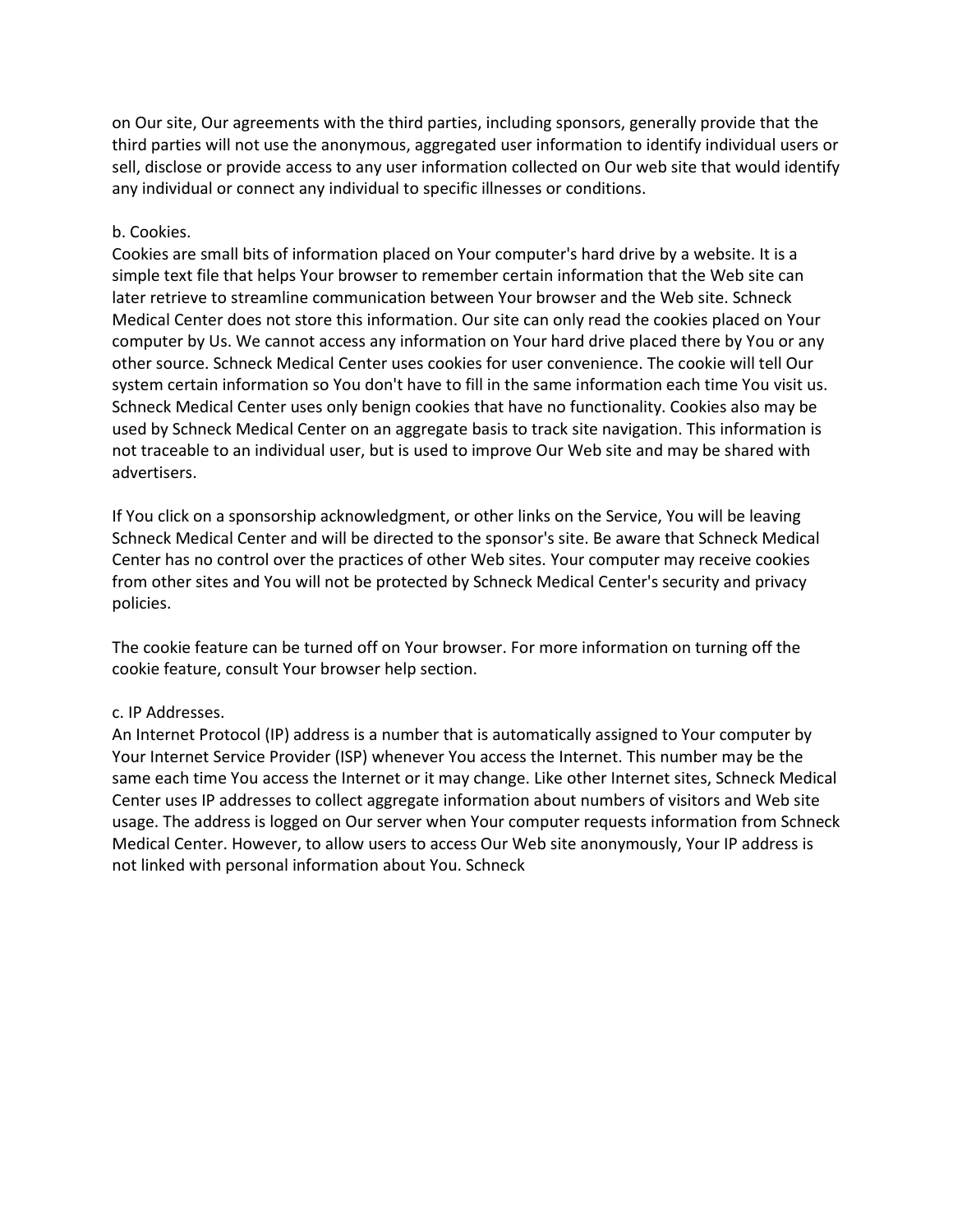on Our site, Our agreements with the third parties, including sponsors, generally provide that the third parties will not use the anonymous, aggregated user information to identify individual users or sell, disclose or provide access to any user information collected on Our web site that would identify any individual or connect any individual to specific illnesses or conditions.

b. Cookies.
Cookies are small bits of information placed on Your computer's hard drive by a website. It is a simple text file that helps Your browser to remember certain information that the Web site can later retrieve to streamline communication between Your browser and the Web site. Schneck Medical Center does not store this information. Our site can only read the cookies placed on Your computer by Us. We cannot access any information on Your hard drive placed there by You or any other source. Schneck Medical Center uses cookies for user convenience. The cookie will tell Our system certain information so You don't have to fill in the same information each time You visit us. Schneck Medical Center uses only benign cookies that have no functionality. Cookies also may be used by Schneck Medical Center on an aggregate basis to track site navigation. This information is not traceable to an individual user, but is used to improve Our Web site and may be shared with advertisers.

If You click on a sponsorship acknowledgment, or other links on the Service, You will be leaving Schneck Medical Center and will be directed to the sponsor's site. Be aware that Schneck Medical Center has no control over the practices of other Web sites. Your computer may receive cookies from other sites and You will not be protected by Schneck Medical Center's security and privacy policies.

The cookie feature can be turned off on Your browser. For more information on turning off the cookie feature, consult Your browser help section.

c. IP Addresses.
An Internet Protocol (IP) address is a number that is automatically assigned to Your computer by Your Internet Service Provider (ISP) whenever You access the Internet. This number may be the same each time You access the Internet or it may change. Like other Internet sites, Schneck Medical Center uses IP addresses to collect aggregate information about numbers of visitors and Web site usage. The address is logged on Our server when Your computer requests information from Schneck Medical Center. However, to allow users to access Our Web site anonymously, Your IP address is not linked with personal information about You. Schneck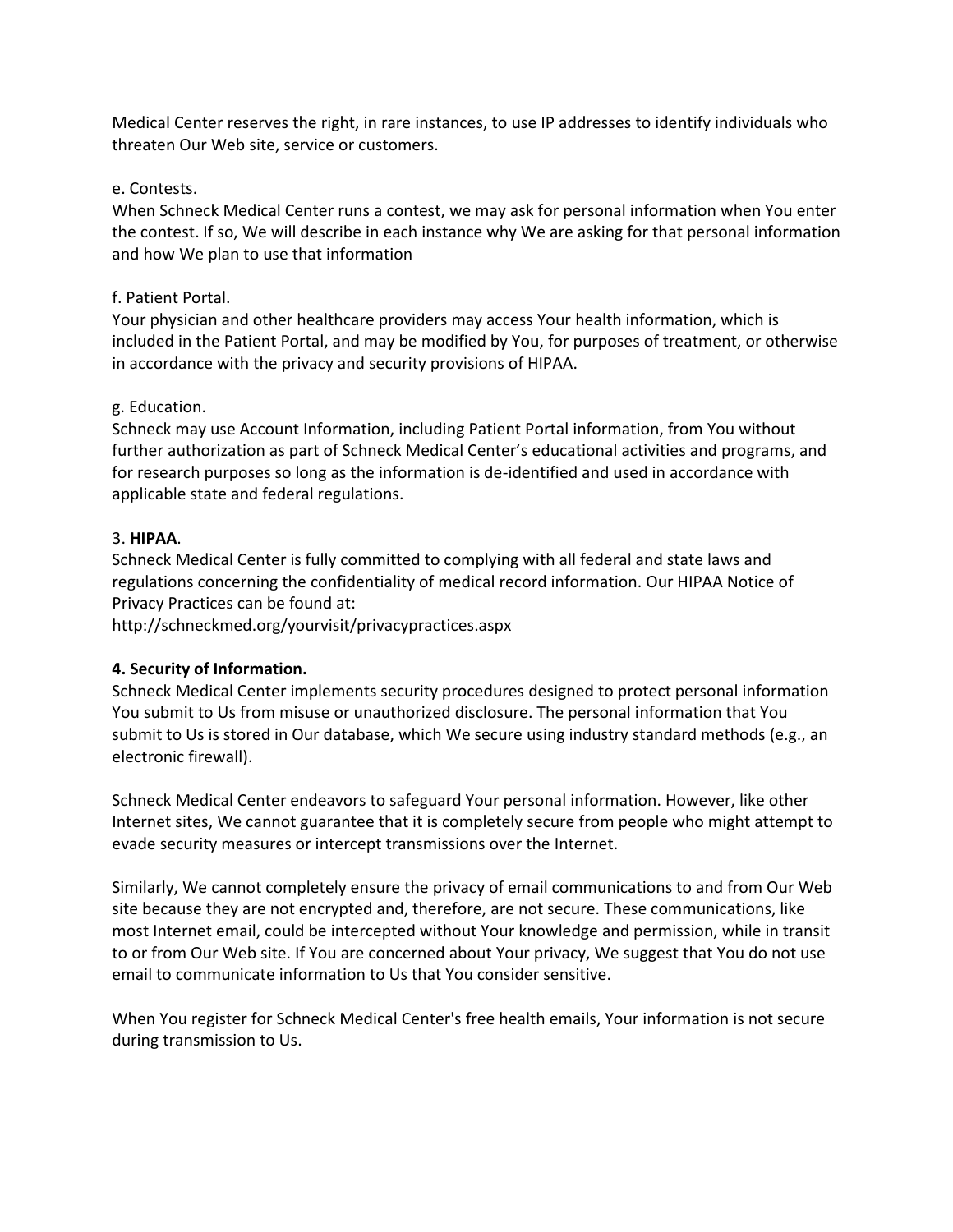Medical Center reserves the right, in rare instances, to use IP addresses to identify individuals who threaten Our Web site, service or customers.

e. Contests.
When Schneck Medical Center runs a contest, we may ask for personal information when You enter the contest. If so, We will describe in each instance why We are asking for that personal information and how We plan to use that information

f. Patient Portal.
Your physician and other healthcare providers may access Your health information, which is included in the Patient Portal, and may be modified by You, for purposes of treatment, or otherwise in accordance with the privacy and security provisions of HIPAA.

g. Education.
Schneck may use Account Information, including Patient Portal information, from You without further authorization as part of Schneck Medical Center's educational activities and programs, and for research purposes so long as the information is de-identified and used in accordance with applicable state and federal regulations.

3. **HIPAA**.
Schneck Medical Center is fully committed to complying with all federal and state laws and regulations concerning the confidentiality of medical record information. Our HIPAA Notice of Privacy Practices can be found at:
http://schneckmed.org/yourvisit/privacypractices.aspx

**4. Security of Information.**
Schneck Medical Center implements security procedures designed to protect personal information You submit to Us from misuse or unauthorized disclosure. The personal information that You submit to Us is stored in Our database, which We secure using industry standard methods (e.g., an electronic firewall).

Schneck Medical Center endeavors to safeguard Your personal information. However, like other Internet sites, We cannot guarantee that it is completely secure from people who might attempt to evade security measures or intercept transmissions over the Internet.

Similarly, We cannot completely ensure the privacy of email communications to and from Our Web site because they are not encrypted and, therefore, are not secure. These communications, like most Internet email, could be intercepted without Your knowledge and permission, while in transit to or from Our Web site. If You are concerned about Your privacy, We suggest that You do not use email to communicate information to Us that You consider sensitive.

When You register for Schneck Medical Center's free health emails, Your information is not secure during transmission to Us.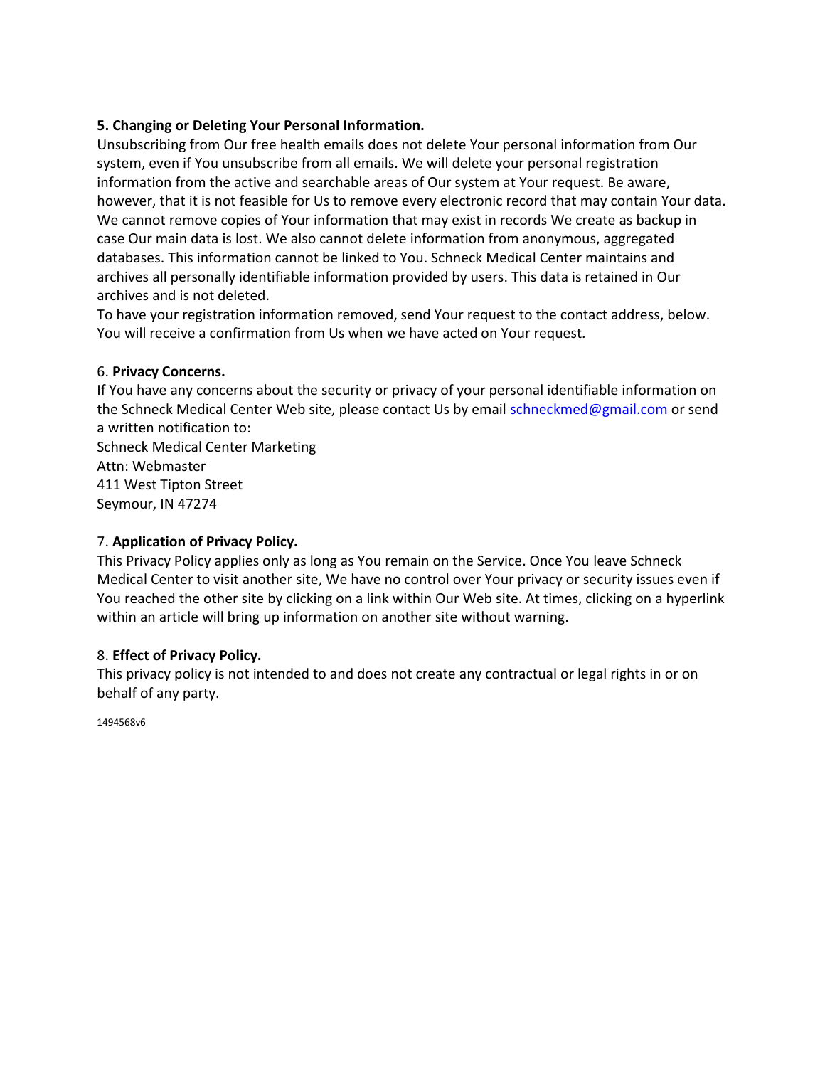**5. Changing or Deleting Your Personal Information.**

Unsubscribing from Our free health emails does not delete Your personal information from Our system, even if You unsubscribe from all emails. We will delete your personal registration information from the active and searchable areas of Our system at Your request. Be aware, however, that it is not feasible for Us to remove every electronic record that may contain Your data. We cannot remove copies of Your information that may exist in records We create as backup in case Our main data is lost. We also cannot delete information from anonymous, aggregated databases. This information cannot be linked to You. Schneck Medical Center maintains and archives all personally identifiable information provided by users. This data is retained in Our archives and is not deleted.

To have your registration information removed, send Your request to the contact address, below. You will receive a confirmation from Us when we have acted on Your request.

6. **Privacy Concerns.**

If You have any concerns about the security or privacy of your personal identifiable information on the Schneck Medical Center Web site, please contact Us by email schneckmed@gmail.com or send a written notification to:

Schneck Medical Center Marketing
Attn: Webmaster
411 West Tipton Street
Seymour, IN 47274

7. **Application of Privacy Policy.**

This Privacy Policy applies only as long as You remain on the Service. Once You leave Schneck Medical Center to visit another site, We have no control over Your privacy or security issues even if You reached the other site by clicking on a link within Our Web site. At times, clicking on a hyperlink within an article will bring up information on another site without warning.

8. **Effect of Privacy Policy.**

This privacy policy is not intended to and does not create any contractual or legal rights in or on behalf of any party.

1494568v6